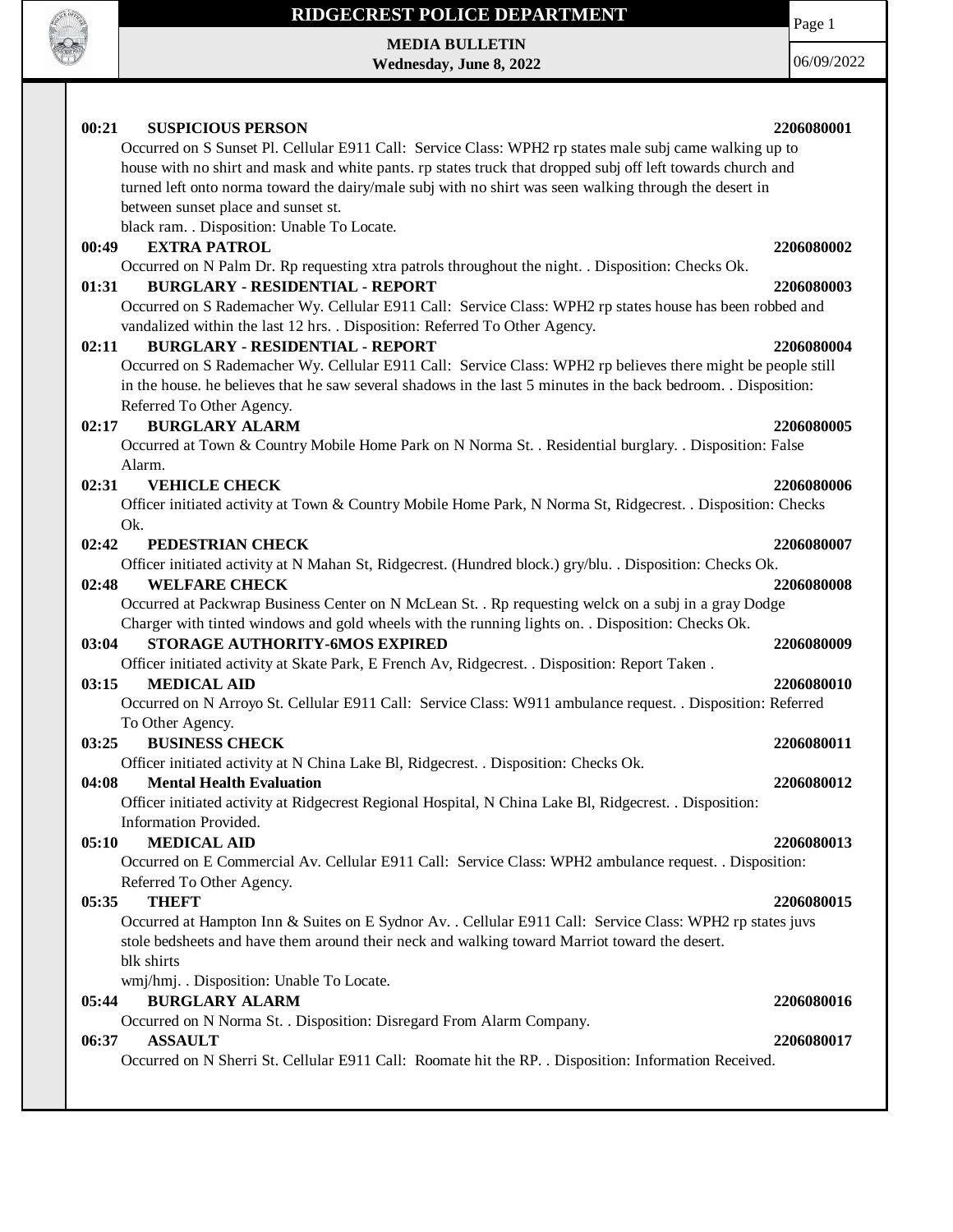# RIDGECREST POLICE DEPARTMENT

**MEDIA BULLETIN**
**Wednesday, June 8, 2022**

06/09/2022

**00:21 SUSPICIOUS PERSON** **2206080001**
Occurred on S Sunset Pl. Cellular E911 Call: Service Class: WPH2 rp states male subj came walking up to house with no shirt and mask and white pants. rp states truck that dropped subj off left towards church and turned left onto norma toward the dairy/male subj with no shirt was seen walking through the desert in between sunset place and sunset st.
black ram. . Disposition: Unable To Locate.

**00:49 EXTRA PATROL** **2206080002**
Occurred on N Palm Dr. Rp requesting xtra patrols throughout the night. . Disposition: Checks Ok.

**01:31 BURGLARY - RESIDENTIAL - REPORT** **2206080003**
Occurred on S Rademacher Wy. Cellular E911 Call: Service Class: WPH2 rp states house has been robbed and vandalized within the last 12 hrs. . Disposition: Referred To Other Agency.

**02:11 BURGLARY - RESIDENTIAL - REPORT** **2206080004**
Occurred on S Rademacher Wy. Cellular E911 Call: Service Class: WPH2 rp believes there might be people still in the house. he believes that he saw several shadows in the last 5 minutes in the back bedroom. . Disposition: Referred To Other Agency.

**02:17 BURGLARY ALARM** **2206080005**
Occurred at Town & Country Mobile Home Park on N Norma St. . Residential burglary. . Disposition: False Alarm.

**02:31 VEHICLE CHECK** **2206080006**
Officer initiated activity at Town & Country Mobile Home Park, N Norma St, Ridgecrest. . Disposition: Checks Ok.

**02:42 PEDESTRIAN CHECK** **2206080007**
Officer initiated activity at N Mahan St, Ridgecrest. (Hundred block.) gry/blu. . Disposition: Checks Ok.

**02:48 WELFARE CHECK** **2206080008**
Occurred at Packwrap Business Center on N McLean St. . Rp requesting welck on a subj in a gray Dodge Charger with tinted windows and gold wheels with the running lights on. . Disposition: Checks Ok.

**03:04 STORAGE AUTHORITY-6MOS EXPIRED** **2206080009**
Officer initiated activity at Skate Park, E French Av, Ridgecrest. . Disposition: Report Taken .

**03:15 MEDICAL AID** **2206080010**
Occurred on N Arroyo St. Cellular E911 Call: Service Class: W911 ambulance request. . Disposition: Referred To Other Agency.

**03:25 BUSINESS CHECK** **2206080011**
Officer initiated activity at N China Lake Bl, Ridgecrest. . Disposition: Checks Ok.

**04:08 Mental Health Evaluation** **2206080012**
Officer initiated activity at Ridgecrest Regional Hospital, N China Lake Bl, Ridgecrest. . Disposition: Information Provided.

**05:10 MEDICAL AID** **2206080013**
Occurred on E Commercial Av. Cellular E911 Call: Service Class: WPH2 ambulance request. . Disposition: Referred To Other Agency.

**05:35 THEFT** **2206080015**
Occurred at Hampton Inn & Suites on E Sydnor Av. . Cellular E911 Call: Service Class: WPH2 rp states juvs stole bedsheets and have them around their neck and walking toward Marriot toward the desert.
blk shirts
wmj/hmj. . Disposition: Unable To Locate.

**05:44 BURGLARY ALARM** **2206080016**
Occurred on N Norma St. . Disposition: Disregard From Alarm Company.

**06:37 ASSAULT** **2206080017**
Occurred on N Sherri St. Cellular E911 Call: Roomate hit the RP. . Disposition: Information Received.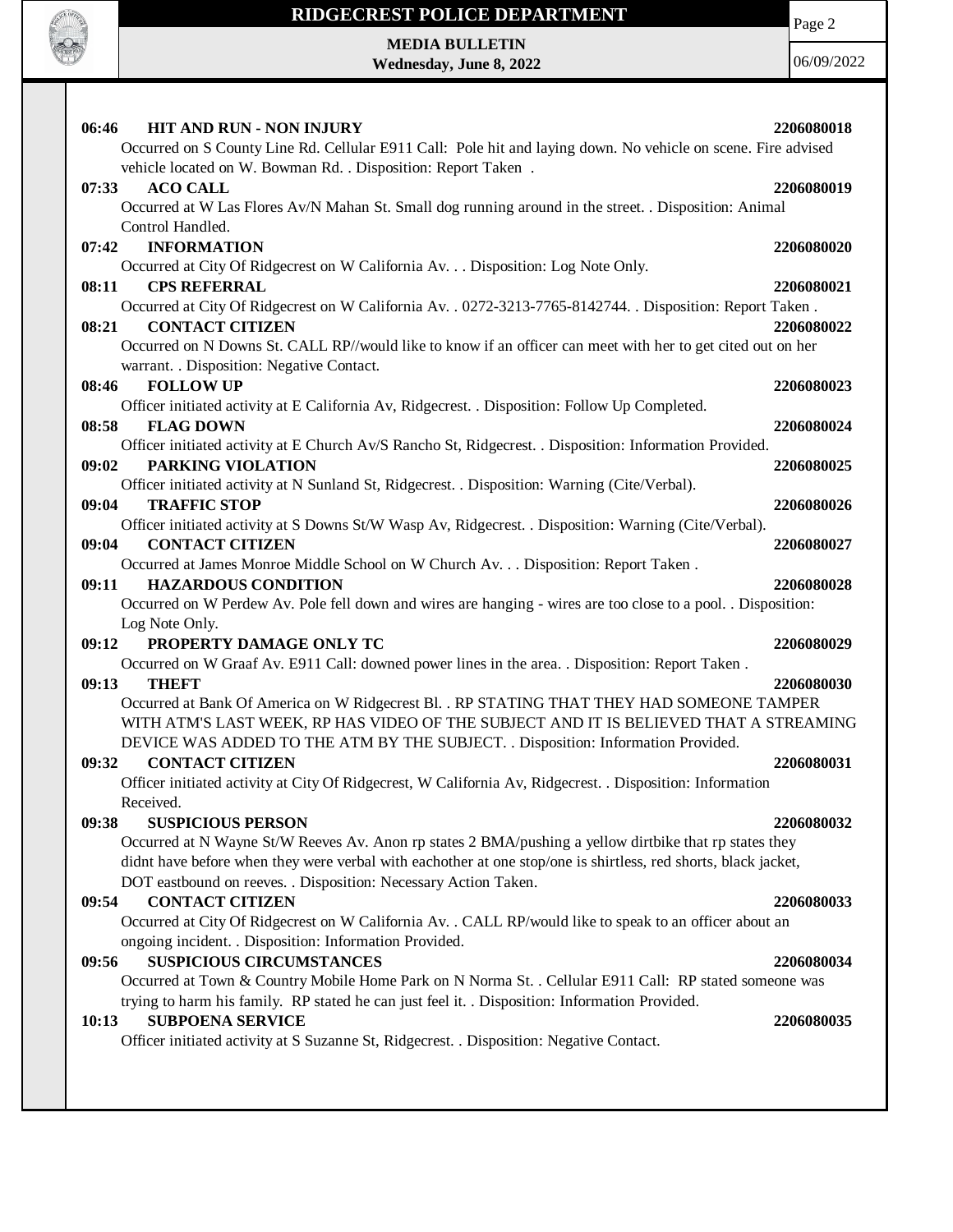**06:46 HIT AND RUN - NON INJURY** **2206080018**
Occurred on S County Line Rd. Cellular E911 Call: Pole hit and laying down. No vehicle on scene. Fire advised vehicle located on W. Bowman Rd. . Disposition: Report Taken .

**07:33 ACO CALL** **2206080019**
Occurred at W Las Flores Av/N Mahan St. Small dog running around in the street. . Disposition: Animal Control Handled.

**07:42 INFORMATION** **2206080020**
Occurred at City Of Ridgecrest on W California Av. . . Disposition: Log Note Only.

**08:11 CPS REFERRAL** **2206080021**
Occurred at City Of Ridgecrest on W California Av. . 0272-3213-7765-8142744. . Disposition: Report Taken .

**08:21 CONTACT CITIZEN** **2206080022**
Occurred on N Downs St. CALL RP//would like to know if an officer can meet with her to get cited out on her warrant. . Disposition: Negative Contact.

**08:46 FOLLOW UP** **2206080023**
Officer initiated activity at E California Av, Ridgecrest. . Disposition: Follow Up Completed.

**08:58 FLAG DOWN** **2206080024**
Officer initiated activity at E Church Av/S Rancho St, Ridgecrest. . Disposition: Information Provided.

**09:02 PARKING VIOLATION** **2206080025**
Officer initiated activity at N Sunland St, Ridgecrest. . Disposition: Warning (Cite/Verbal).

**09:04 TRAFFIC STOP** **2206080026**
Officer initiated activity at S Downs St/W Wasp Av, Ridgecrest. . Disposition: Warning (Cite/Verbal).

**09:04 CONTACT CITIZEN** **2206080027**
Occurred at James Monroe Middle School on W Church Av. . . Disposition: Report Taken .

**09:11 HAZARDOUS CONDITION** **2206080028**
Occurred on W Perdew Av. Pole fell down and wires are hanging - wires are too close to a pool. . Disposition: Log Note Only.

**09:12 PROPERTY DAMAGE ONLY TC** **2206080029**
Occurred on W Graaf Av. E911 Call: downed power lines in the area. . Disposition: Report Taken .

**09:13 THEFT** **2206080030**
Occurred at Bank Of America on W Ridgecrest Bl. . RP STATING THAT THEY HAD SOMEONE TAMPER WITH ATM'S LAST WEEK, RP HAS VIDEO OF THE SUBJECT AND IT IS BELIEVED THAT A STREAMING DEVICE WAS ADDED TO THE ATM BY THE SUBJECT. . Disposition: Information Provided.

**09:32 CONTACT CITIZEN** **2206080031**
Officer initiated activity at City Of Ridgecrest, W California Av, Ridgecrest. . Disposition: Information Received.

**09:38 SUSPICIOUS PERSON** **2206080032**
Occurred at N Wayne St/W Reeves Av. Anon rp states 2 BMA/pushing a yellow dirtbike that rp states they didnt have before when they were verbal with eachother at one stop/one is shirtless, red shorts, black jacket, DOT eastbound on reeves. . Disposition: Necessary Action Taken.

**09:54 CONTACT CITIZEN** **2206080033**
Occurred at City Of Ridgecrest on W California Av. . CALL RP/would like to speak to an officer about an ongoing incident. . Disposition: Information Provided.

**09:56 SUSPICIOUS CIRCUMSTANCES** **2206080034**
Occurred at Town & Country Mobile Home Park on N Norma St. . Cellular E911 Call: RP stated someone was trying to harm his family. RP stated he can just feel it. . Disposition: Information Provided.

**10:13 SUBPOENA SERVICE** **2206080035**
Officer initiated activity at S Suzanne St, Ridgecrest. . Disposition: Negative Contact.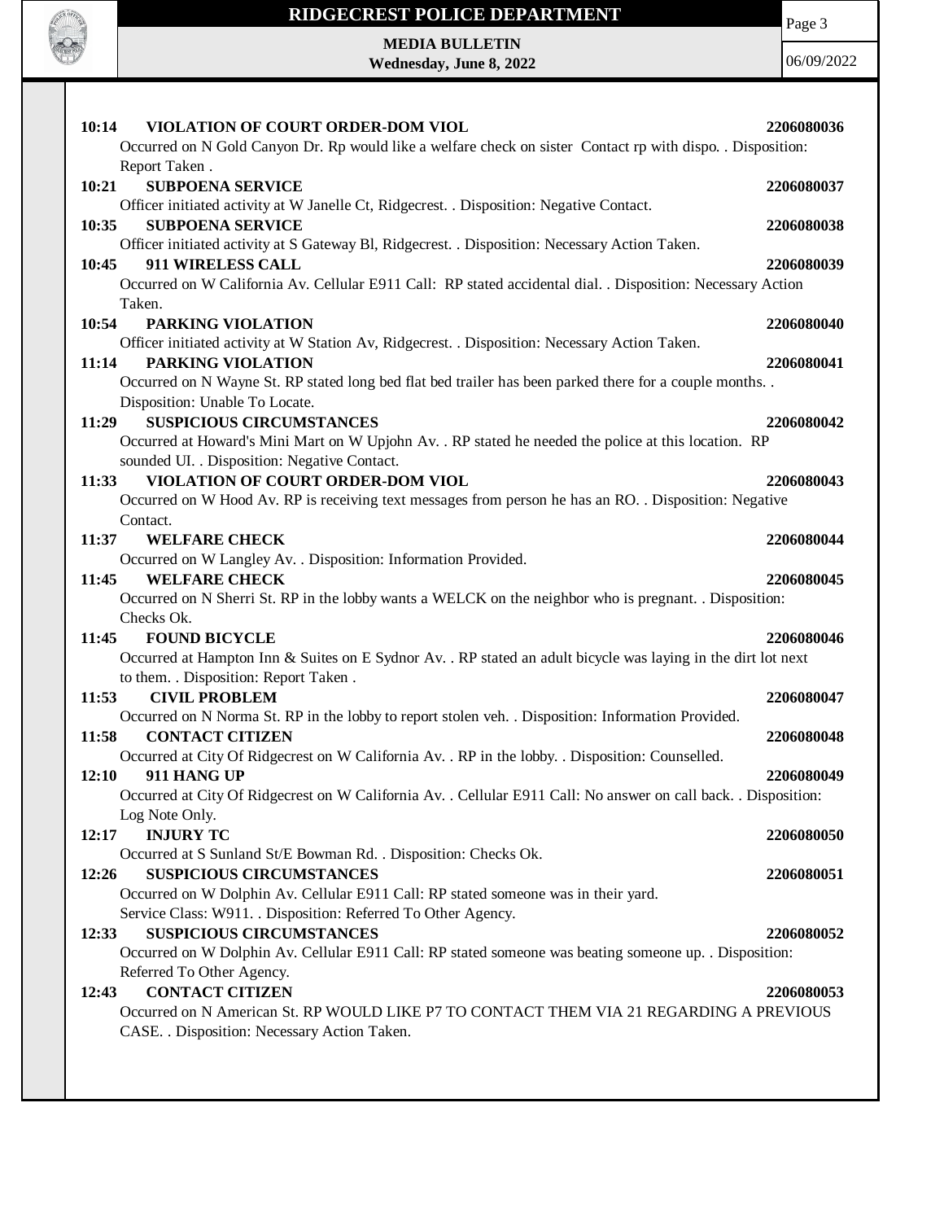**10:14 VIOLATION OF COURT ORDER-DOM VIOL** **2206080036**
Occurred on N Gold Canyon Dr. Rp would like a welfare check on sister Contact rp with dispo. . Disposition: Report Taken .

**10:21 SUBPOENA SERVICE** **2206080037**
Officer initiated activity at W Janelle Ct, Ridgecrest. . Disposition: Negative Contact.

**10:35 SUBPOENA SERVICE** **2206080038**
Officer initiated activity at S Gateway Bl, Ridgecrest. . Disposition: Necessary Action Taken.

**10:45 911 WIRELESS CALL** **2206080039**
Occurred on W California Av. Cellular E911 Call: RP stated accidental dial. . Disposition: Necessary Action Taken.

**10:54 PARKING VIOLATION** **2206080040**
Officer initiated activity at W Station Av, Ridgecrest. . Disposition: Necessary Action Taken.

**11:14 PARKING VIOLATION** **2206080041**
Occurred on N Wayne St. RP stated long bed flat bed trailer has been parked there for a couple months. . Disposition: Unable To Locate.

**11:29 SUSPICIOUS CIRCUMSTANCES** **2206080042**
Occurred at Howard's Mini Mart on W Upjohn Av. . RP stated he needed the police at this location. RP sounded UI. . Disposition: Negative Contact.

**11:33 VIOLATION OF COURT ORDER-DOM VIOL** **2206080043**
Occurred on W Hood Av. RP is receiving text messages from person he has an RO. . Disposition: Negative Contact.

**11:37 WELFARE CHECK** **2206080044**
Occurred on W Langley Av. . Disposition: Information Provided.

**11:45 WELFARE CHECK** **2206080045**
Occurred on N Sherri St. RP in the lobby wants a WELCK on the neighbor who is pregnant. . Disposition: Checks Ok.

**11:45 FOUND BICYCLE** **2206080046**
Occurred at Hampton Inn & Suites on E Sydnor Av. . RP stated an adult bicycle was laying in the dirt lot next to them. . Disposition: Report Taken .

**11:53 CIVIL PROBLEM** **2206080047**
Occurred on N Norma St. RP in the lobby to report stolen veh. . Disposition: Information Provided.

**11:58 CONTACT CITIZEN** **2206080048**
Occurred at City Of Ridgecrest on W California Av. . RP in the lobby. . Disposition: Counselled.

**12:10 911 HANG UP** **2206080049**
Occurred at City Of Ridgecrest on W California Av. . Cellular E911 Call: No answer on call back. . Disposition: Log Note Only.

**12:17 INJURY TC** **2206080050**
Occurred at S Sunland St/E Bowman Rd. . Disposition: Checks Ok.

**12:26 SUSPICIOUS CIRCUMSTANCES** **2206080051**
Occurred on W Dolphin Av. Cellular E911 Call: RP stated someone was in their yard.
Service Class: W911. . Disposition: Referred To Other Agency.

**12:33 SUSPICIOUS CIRCUMSTANCES** **2206080052**
Occurred on W Dolphin Av. Cellular E911 Call: RP stated someone was beating someone up. . Disposition: Referred To Other Agency.

**12:43 CONTACT CITIZEN** **2206080053**
Occurred on N American St. RP WOULD LIKE P7 TO CONTACT THEM VIA 21 REGARDING A PREVIOUS CASE. . Disposition: Necessary Action Taken.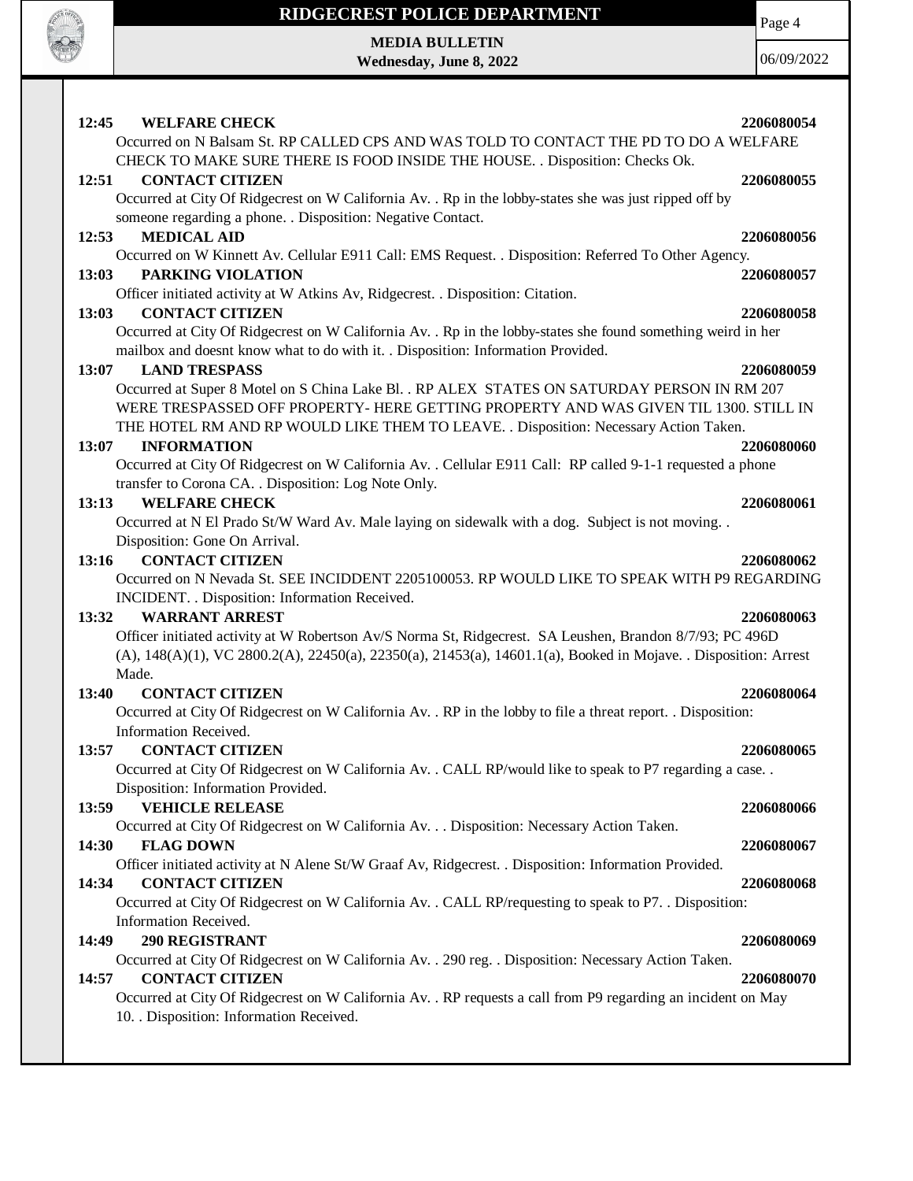**12:45 WELFARE CHECK** **2206080054**

Occurred on N Balsam St. RP CALLED CPS AND WAS TOLD TO CONTACT THE PD TO DO A WELFARE CHECK TO MAKE SURE THERE IS FOOD INSIDE THE HOUSE. . Disposition: Checks Ok.

**12:51 CONTACT CITIZEN** **2206080055**

Occurred at City Of Ridgecrest on W California Av. . Rp in the lobby-states she was just ripped off by someone regarding a phone. . Disposition: Negative Contact.

**12:53 MEDICAL AID** **2206080056**

Occurred on W Kinnett Av. Cellular E911 Call: EMS Request. . Disposition: Referred To Other Agency.

**13:03 PARKING VIOLATION** **2206080057**

Officer initiated activity at W Atkins Av, Ridgecrest. . Disposition: Citation.

**13:03 CONTACT CITIZEN** **2206080058**

Occurred at City Of Ridgecrest on W California Av. . Rp in the lobby-states she found something weird in her mailbox and doesnt know what to do with it. . Disposition: Information Provided.

**13:07 LAND TRESPASS** **2206080059**

Occurred at Super 8 Motel on S China Lake Bl. . RP ALEX STATES ON SATURDAY PERSON IN RM 207 WERE TRESPASSED OFF PROPERTY- HERE GETTING PROPERTY AND WAS GIVEN TIL 1300. STILL IN THE HOTEL RM AND RP WOULD LIKE THEM TO LEAVE. . Disposition: Necessary Action Taken.

**13:07 INFORMATION** **2206080060**

Occurred at City Of Ridgecrest on W California Av. . Cellular E911 Call: RP called 9-1-1 requested a phone transfer to Corona CA. . Disposition: Log Note Only.

**13:13 WELFARE CHECK** **2206080061**

Occurred at N El Prado St/W Ward Av. Male laying on sidewalk with a dog. Subject is not moving. . Disposition: Gone On Arrival.

**13:16 CONTACT CITIZEN** **2206080062**

Occurred on N Nevada St. SEE INCIDDENT 2205100053. RP WOULD LIKE TO SPEAK WITH P9 REGARDING INCIDENT. . Disposition: Information Received.

**13:32 WARRANT ARREST** **2206080063**

Officer initiated activity at W Robertson Av/S Norma St, Ridgecrest. SA Leushen, Brandon 8/7/93; PC 496D (A), 148(A)(1), VC 2800.2(A), 22450(a), 22350(a), 21453(a), 14601.1(a), Booked in Mojave. . Disposition: Arrest Made.

**13:40 CONTACT CITIZEN** **2206080064**

Occurred at City Of Ridgecrest on W California Av. . RP in the lobby to file a threat report. . Disposition: Information Received.

**13:57 CONTACT CITIZEN** **2206080065**

Occurred at City Of Ridgecrest on W California Av. . CALL RP/would like to speak to P7 regarding a case. . Disposition: Information Provided.

**13:59 VEHICLE RELEASE** **2206080066**

Occurred at City Of Ridgecrest on W California Av. . . Disposition: Necessary Action Taken.

**14:30 FLAG DOWN** **2206080067**

Officer initiated activity at N Alene St/W Graaf Av, Ridgecrest. . Disposition: Information Provided.

**14:34 CONTACT CITIZEN** **2206080068**

Occurred at City Of Ridgecrest on W California Av. . CALL RP/requesting to speak to P7. . Disposition: Information Received.

**14:49 290 REGISTRANT** **2206080069**

Occurred at City Of Ridgecrest on W California Av. . 290 reg. . Disposition: Necessary Action Taken.

**14:57 CONTACT CITIZEN** **2206080070**

Occurred at City Of Ridgecrest on W California Av. . RP requests a call from P9 regarding an incident on May 10. . Disposition: Information Received.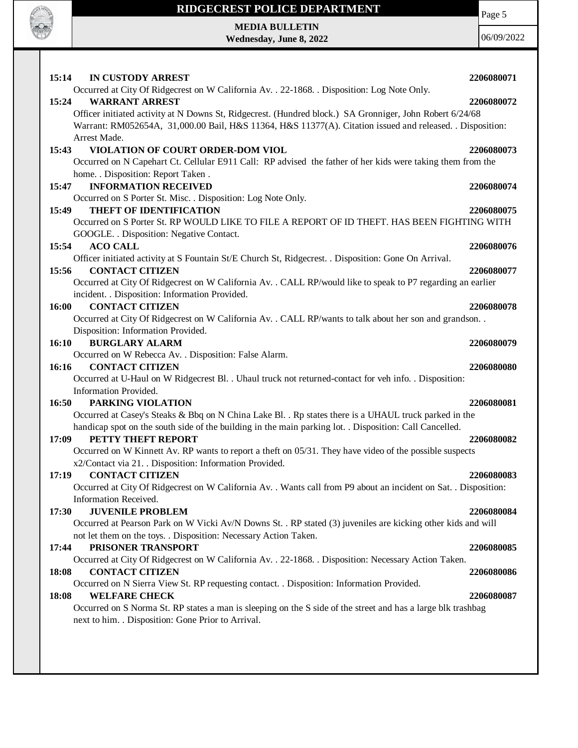**15:14 IN CUSTODY ARREST** **2206080071**
Occurred at City Of Ridgecrest on W California Av. . 22-1868. . Disposition: Log Note Only.

**15:24 WARRANT ARREST** **2206080072**
Officer initiated activity at N Downs St, Ridgecrest. (Hundred block.) SA Gronniger, John Robert 6/24/68 Warrant: RM052654A, 31,000.00 Bail, H&S 11364, H&S 11377(A). Citation issued and released. . Disposition: Arrest Made.

**15:43 VIOLATION OF COURT ORDER-DOM VIOL** **2206080073**
Occurred on N Capehart Ct. Cellular E911 Call: RP advised the father of her kids were taking them from the home. . Disposition: Report Taken .

**15:47 INFORMATION RECEIVED** **2206080074**
Occurred on S Porter St. Misc. . Disposition: Log Note Only.

**15:49 THEFT OF IDENTIFICATION** **2206080075**
Occurred on S Porter St. RP WOULD LIKE TO FILE A REPORT OF ID THEFT. HAS BEEN FIGHTING WITH GOOGLE. . Disposition: Negative Contact.

**15:54 ACO CALL** **2206080076**
Officer initiated activity at S Fountain St/E Church St, Ridgecrest. . Disposition: Gone On Arrival.

**15:56 CONTACT CITIZEN** **2206080077**
Occurred at City Of Ridgecrest on W California Av. . CALL RP/would like to speak to P7 regarding an earlier incident. . Disposition: Information Provided.

**16:00 CONTACT CITIZEN** **2206080078**
Occurred at City Of Ridgecrest on W California Av. . CALL RP/wants to talk about her son and grandson. . Disposition: Information Provided.

**16:10 BURGLARY ALARM** **2206080079**
Occurred on W Rebecca Av. . Disposition: False Alarm.

**16:16 CONTACT CITIZEN** **2206080080**
Occurred at U-Haul on W Ridgecrest Bl. . Uhaul truck not returned-contact for veh info. . Disposition: Information Provided.

**16:50 PARKING VIOLATION** **2206080081**
Occurred at Casey's Steaks & Bbq on N China Lake Bl. . Rp states there is a UHAUL truck parked in the handicap spot on the south side of the building in the main parking lot. . Disposition: Call Cancelled.

**17:09 PETTY THEFT REPORT** **2206080082**
Occurred on W Kinnett Av. RP wants to report a theft on 05/31. They have video of the possible suspects x2/Contact via 21. . Disposition: Information Provided.

**17:19 CONTACT CITIZEN** **2206080083**
Occurred at City Of Ridgecrest on W California Av. . Wants call from P9 about an incident on Sat. . Disposition: Information Received.

**17:30 JUVENILE PROBLEM** **2206080084**
Occurred at Pearson Park on W Vicki Av/N Downs St. . RP stated (3) juveniles are kicking other kids and will not let them on the toys. . Disposition: Necessary Action Taken.

**17:44 PRISONER TRANSPORT** **2206080085**
Occurred at City Of Ridgecrest on W California Av. . 22-1868. . Disposition: Necessary Action Taken.

**18:08 CONTACT CITIZEN** **2206080086**
Occurred on N Sierra View St. RP requesting contact. . Disposition: Information Provided.

**18:08 WELFARE CHECK** **2206080087**
Occurred on S Norma St. RP states a man is sleeping on the S side of the street and has a large blk trashbag next to him. . Disposition: Gone Prior to Arrival.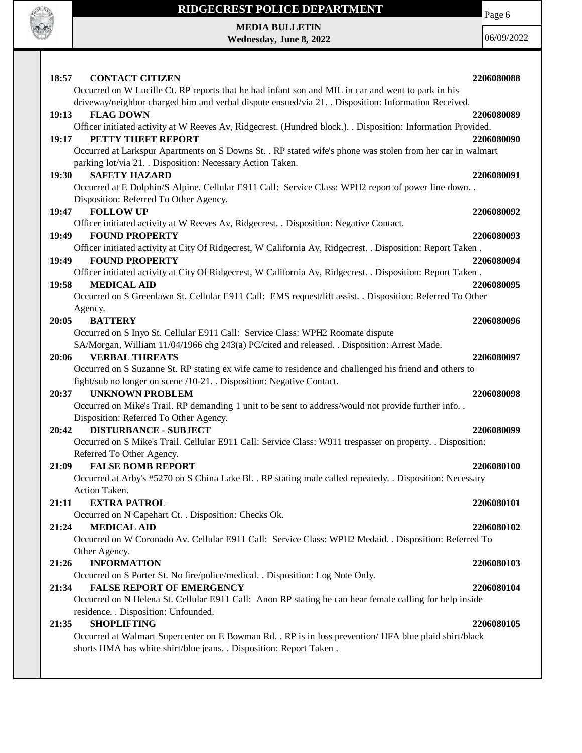**18:57 CONTACT CITIZEN** **2206080088**

Occurred on W Lucille Ct. RP reports that he had infant son and MIL in car and went to park in his driveway/neighbor charged him and verbal dispute ensued/via 21. . Disposition: Information Received.

**19:13 FLAG DOWN** **2206080089**

Officer initiated activity at W Reeves Av, Ridgecrest. (Hundred block.). . Disposition: Information Provided.

**19:17 PETTY THEFT REPORT** **2206080090**

Occurred at Larkspur Apartments on S Downs St. . RP stated wife's phone was stolen from her car in walmart parking lot/via 21. . Disposition: Necessary Action Taken.

**19:30 SAFETY HAZARD** **2206080091**

Occurred at E Dolphin/S Alpine. Cellular E911 Call: Service Class: WPH2 report of power line down. . Disposition: Referred To Other Agency.

**19:47 FOLLOW UP** **2206080092**

Officer initiated activity at W Reeves Av, Ridgecrest. . Disposition: Negative Contact.

**19:49 FOUND PROPERTY** **2206080093**

Officer initiated activity at City Of Ridgecrest, W California Av, Ridgecrest. . Disposition: Report Taken .

**19:49 FOUND PROPERTY** **2206080094**

Officer initiated activity at City Of Ridgecrest, W California Av, Ridgecrest. . Disposition: Report Taken .

**19:58 MEDICAL AID** **2206080095**

Occurred on S Greenlawn St. Cellular E911 Call: EMS request/lift assist. . Disposition: Referred To Other Agency.

**20:05 BATTERY** **2206080096**

Occurred on S Inyo St. Cellular E911 Call: Service Class: WPH2 Roomate dispute SA/Morgan, William 11/04/1966 chg 243(a) PC/cited and released. . Disposition: Arrest Made.

**20:06 VERBAL THREATS** **2206080097**

Occurred on S Suzanne St. RP stating ex wife came to residence and challenged his friend and others to fight/sub no longer on scene /10-21. . Disposition: Negative Contact.

**20:37 UNKNOWN PROBLEM** **2206080098**

Occurred on Mike's Trail. RP demanding 1 unit to be sent to address/would not provide further info. . Disposition: Referred To Other Agency.

**20:42 DISTURBANCE - SUBJECT** **2206080099**

Occurred on S Mike's Trail. Cellular E911 Call: Service Class: W911 trespasser on property. . Disposition: Referred To Other Agency.

**21:09 FALSE BOMB REPORT** **2206080100**

Occurred at Arby's #5270 on S China Lake Bl. . RP stating male called repeatedy. . Disposition: Necessary Action Taken.

**21:11 EXTRA PATROL** **2206080101**

Occurred on N Capehart Ct. . Disposition: Checks Ok.

**21:24 MEDICAL AID** **2206080102**

Occurred on W Coronado Av. Cellular E911 Call: Service Class: WPH2 Medaid. . Disposition: Referred To Other Agency.

**21:26 INFORMATION** **2206080103**

Occurred on S Porter St. No fire/police/medical. . Disposition: Log Note Only.

**21:34 FALSE REPORT OF EMERGENCY** **2206080104**

Occurred on N Helena St. Cellular E911 Call: Anon RP stating he can hear female calling for help inside residence. . Disposition: Unfounded.

**21:35 SHOPLIFTING** **2206080105**

Occurred at Walmart Supercenter on E Bowman Rd. . RP is in loss prevention/ HFA blue plaid shirt/black shorts HMA has white shirt/blue jeans. . Disposition: Report Taken .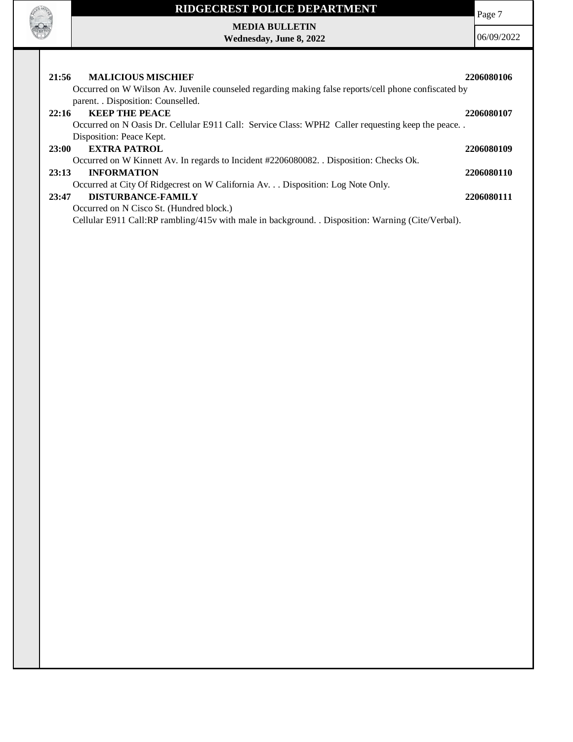**21:56 MALICIOUS MISCHIEF** **2206080106**

Occurred on W Wilson Av. Juvenile counseled regarding making false reports/cell phone confiscated by parent. . Disposition: Counselled.

**22:16 KEEP THE PEACE** **2206080107**

Occurred on N Oasis Dr. Cellular E911 Call: Service Class: WPH2 Caller requesting keep the peace. . Disposition: Peace Kept.

**23:00 EXTRA PATROL** **2206080109**

Occurred on W Kinnett Av. In regards to Incident #2206080082. . Disposition: Checks Ok.

**23:13 INFORMATION** **2206080110**

Occurred at City Of Ridgecrest on W California Av. . . Disposition: Log Note Only.

**23:47 DISTURBANCE-FAMILY** **2206080111**

Occurred on N Cisco St. (Hundred block.)

Cellular E911 Call:RP rambling/415v with male in background. . Disposition: Warning (Cite/Verbal).